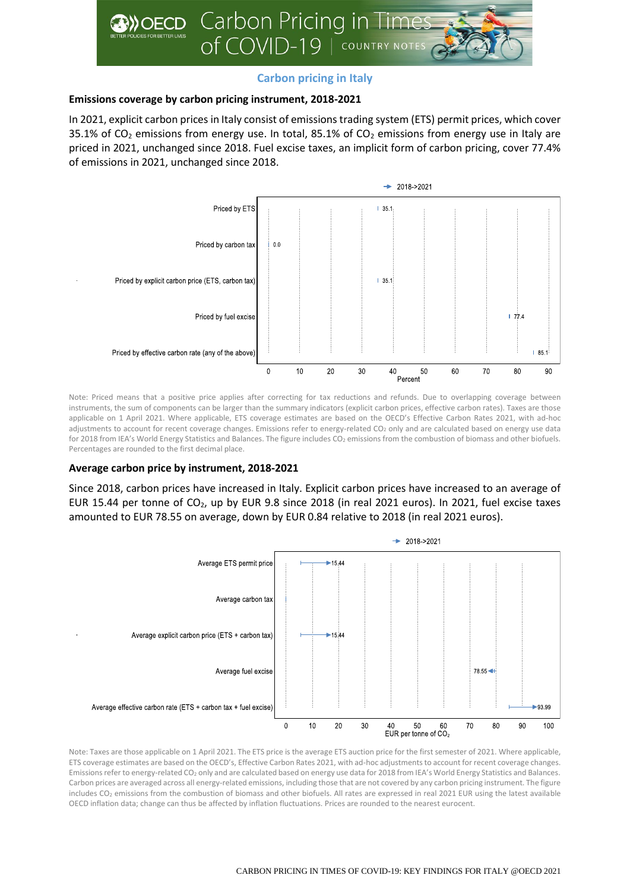## Carbon pricing in Italy

### Emissions coverage by carbon pricing instrument, 2018-2021

In 2021, explicit carbon prices in Italy consist of emissions trading system (ETS) permit prices, which cover 35.1% of $CO_2$ emissions from energy use. In total, 85.1% of $CO_2$ emissions from energy use in Italy are priced in 2021, unchanged since 2018. Fuel excise taxes, an implicit form of carbon pricing, cover 77.4% of emissions in 2021, unchanged since 2018.

| | 2018->2021 (Percent) |
|---|---|
| Priced by ETS | 35.1 |
| Priced by carbon tax | 0.0 |
| Priced by explicit carbon price (ETS, carbon tax) | 35.1 |
| Priced by fuel excise | 77.4 |
| Priced by effective carbon rate (any of the above) | 85.1 |

Note: Priced means that a positive price applies after correcting for tax reductions and refunds. Due to overlapping coverage between instruments, the sum of components can be larger than the summary indicators (explicit carbon prices, effective carbon rates). Taxes are those applicable on 1 April 2021. Where applicable, ETS coverage estimates are based on the OECD's Effective Carbon Rates 2021, with ad-hoc adjustments to account for recent coverage changes. Emissions refer to energy-related $CO_2$ only and are calculated based on energy use data for 2018 from IEA's World Energy Statistics and Balances. The figure includes $CO_2$ emissions from the combustion of biomass and other biofuels. Percentages are rounded to the first decimal place.

### Average carbon price by instrument, 2018-2021

Since 2018, carbon prices have increased in Italy. Explicit carbon prices have increased to an average of EUR 15.44 per tonne of $CO_2$, up by EUR 9.8 since 2018 (in real 2021 euros). In 2021, fuel excise taxes amounted to EUR 78.55 on average, down by EUR 0.84 relative to 2018 (in real 2021 euros).

| | 2018->2021 (EUR per tonne of $CO_2$) |
|---|---|
| Average ETS permit price | 15.44 |
| Average carbon tax | |
| Average explicit carbon price (ETS + carbon tax) | 15.44 |
| Average fuel excise | 78.55 |
| Average effective carbon rate (ETS + carbon tax + fuel excise) | 93.99 |

Note: Taxes are those applicable on 1 April 2021. The ETS price is the average ETS auction price for the first semester of 2021. Where applicable, ETS coverage estimates are based on the OECD's, Effective Carbon Rates 2021, with ad-hoc adjustments to account for recent coverage changes. Emissions refer to energy-related $CO_2$ only and are calculated based on energy use data for 2018 from IEA's World Energy Statistics and Balances. Carbon prices are averaged across all energy-related emissions, including those that are not covered by any carbon pricing instrument. The figure includes $CO_2$ emissions from the combustion of biomass and other biofuels. All rates are expressed in real 2021 EUR using the latest available OECD inflation data; change can thus be affected by inflation fluctuations. Prices are rounded to the nearest eurocent.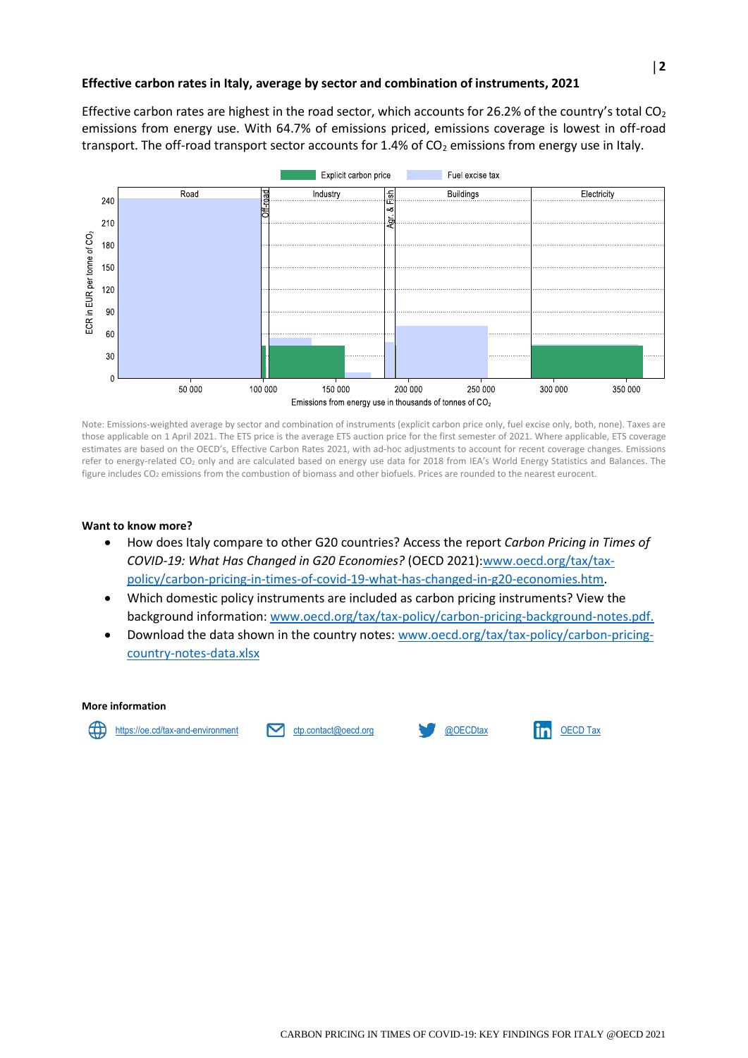**Effective carbon rates in Italy, average by sector and combination of instruments, 2021**

Effective carbon rates are highest in the road sector, which accounts for 26.2% of the country's total $CO_2$ emissions from energy use. With 64.7% of emissions priced, emissions coverage is lowest in off-road transport. The off-road transport sector accounts for 1.4% of $CO_2$ emissions from energy use in Italy.

Explicit carbon price
Fuel excise tax

Road
Off-road
Industry
Agr. & Fish
Buildings
Electricity

ECR in EUR per tonne of $CO_2$

0
30
60
90
120
150
180
210
240

50 000
100 000
150 000
200 000
250 000
300 000
350 000

Emissions from energy use in thousands of tonnes of $CO_2$

Note: Emissions-weighted average by sector and combination of instruments (explicit carbon price only, fuel excise only, both, none). Taxes are those applicable on 1 April 2021. The ETS price is the average ETS auction price for the first semester of 2021. Where applicable, ETS coverage estimates are based on the OECD's, Effective Carbon Rates 2021, with ad-hoc adjustments to account for recent coverage changes. Emissions refer to energy-related $CO_2$ only and are calculated based on energy use data for 2018 from IEA's World Energy Statistics and Balances. The figure includes $CO_2$ emissions from the combustion of biomass and other biofuels. Prices are rounded to the nearest eurocent.

**Want to know more?**

- How does Italy compare to other G20 countries? Access the report *Carbon Pricing in Times of COVID-19: What Has Changed in G20 Economies?* (OECD 2021):www.oecd.org/tax/tax-policy/carbon-pricing-in-times-of-covid-19-what-has-changed-in-g20-economies.htm.
- Which domestic policy instruments are included as carbon pricing instruments? View the background information: www.oecd.org/tax/tax-policy/carbon-pricing-background-notes.pdf.
- Download the data shown in the country notes: www.oecd.org/tax/tax-policy/carbon-pricing-country-notes-data.xlsx

**More information**

https://oe.cd/tax-and-environment   ctp.contact@oecd.org   @OECDtax   OECD Tax